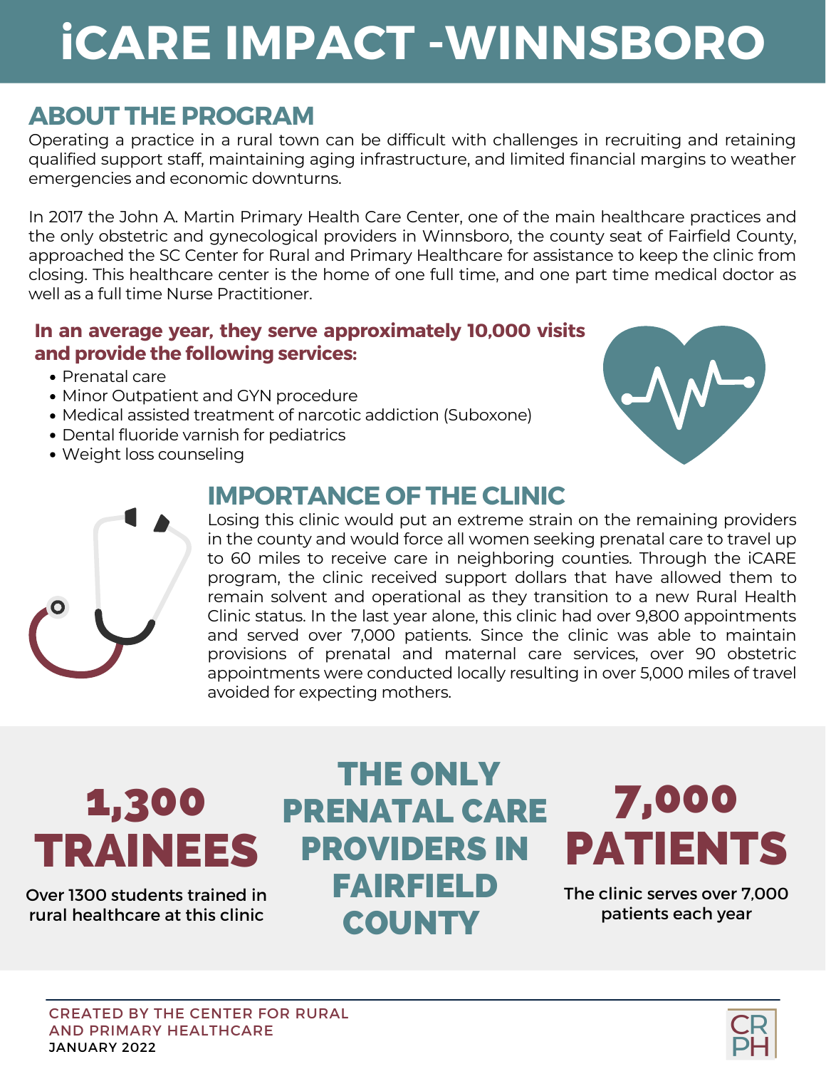# iCARE IMPACT -WINNSBORO

## ABOUT THE PROGRAM

Operating a practice in a rural town can be difficult with challenges in recruiting and retaining qualified support staff, maintaining aging infrastructure, and limited financial margins to weather emergencies and economic downturns.

In 2017 the John A. Martin Primary Health Care Center, one of the main healthcare practices and the only obstetric and gynecological providers in Winnsboro, the county seat of Fairfield County, approached the SC Center for Rural and Primary Healthcare for assistance to keep the clinic from closing. This healthcare center is the home of one full time, and one part time medical doctor as well as a full time Nurse Practitioner.

**In an average year, they serve approximately 10,000 visits and provide the following services:**

- Prenatal care
- Minor Outpatient and GYN procedure
- Medical assisted treatment of narcotic addiction (Suboxone)
- Dental fluoride varnish for pediatrics
- Weight loss counseling

## IMPORTANCE OF THE CLINIC

Losing this clinic would put an extreme strain on the remaining providers in the county and would force all women seeking prenatal care to travel up to 60 miles to receive care in neighboring counties. Through the iCARE program, the clinic received support dollars that have allowed them to remain solvent and operational as they transition to a new Rural Health Clinic status. In the last year alone, this clinic had over 9,800 appointments and served over 7,000 patients. Since the clinic was able to maintain provisions of prenatal and maternal care services, over 90 obstetric appointments were conducted locally resulting in over 5,000 miles of travel avoided for expecting mothers.

**1,300 TRAINEES**

Over 1300 students trained in rural healthcare at this clinic

**THE ONLY PRENATAL CARE PROVIDERS IN FAIRFIELD COUNTY**

**7,000 PATIENTS**

The clinic serves over 7,000 patients each year

CREATED BY THE CENTER FOR RURAL AND PRIMARY HEALTHCARE
JANUARY 2022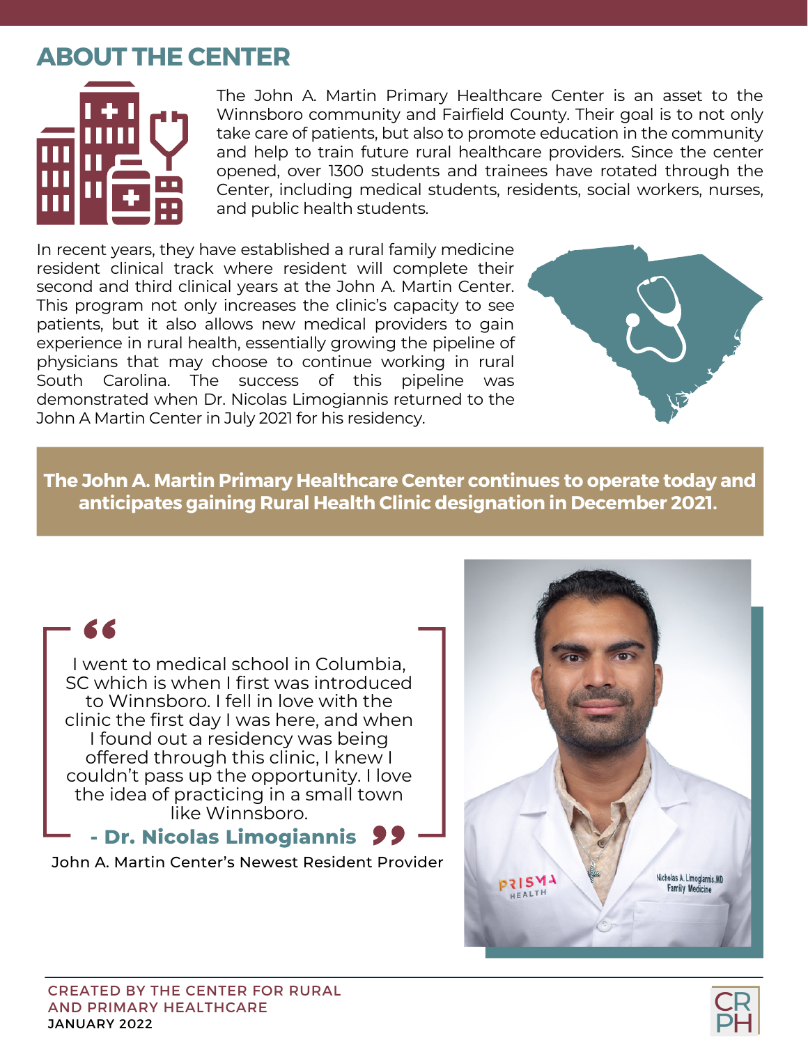## ABOUT THE CENTER

The John A. Martin Primary Healthcare Center is an asset to the Winnsboro community and Fairfield County. Their goal is to not only take care of patients, but also to promote education in the community and help to train future rural healthcare providers. Since the center opened, over 1300 students and trainees have rotated through the Center, including medical students, residents, social workers, nurses, and public health students.

In recent years, they have established a rural family medicine resident clinical track where resident will complete their second and third clinical years at the John A. Martin Center. This program not only increases the clinic's capacity to see patients, but it also allows new medical providers to gain experience in rural health, essentially growing the pipeline of physicians that may choose to continue working in rural South Carolina. The success of this pipeline was demonstrated when Dr. Nicolas Limogiannis returned to the John A Martin Center in July 2021 for his residency.

**The John A. Martin Primary Healthcare Center continues to operate today and anticipates gaining Rural Health Clinic designation in December 2021.**

> "I went to medical school in Columbia, SC which is when I first was introduced to Winnsboro. I fell in love with the clinic the first day I was here, and when I found out a residency was being offered through this clinic, I knew I couldn't pass up the opportunity. I love the idea of practicing in a small town like Winnsboro."
>
> **- Dr. Nicolas Limogiannis**
>
> John A. Martin Center's Newest Resident Provider

CREATED BY THE CENTER FOR RURAL AND PRIMARY HEALTHCARE

JANUARY 2022